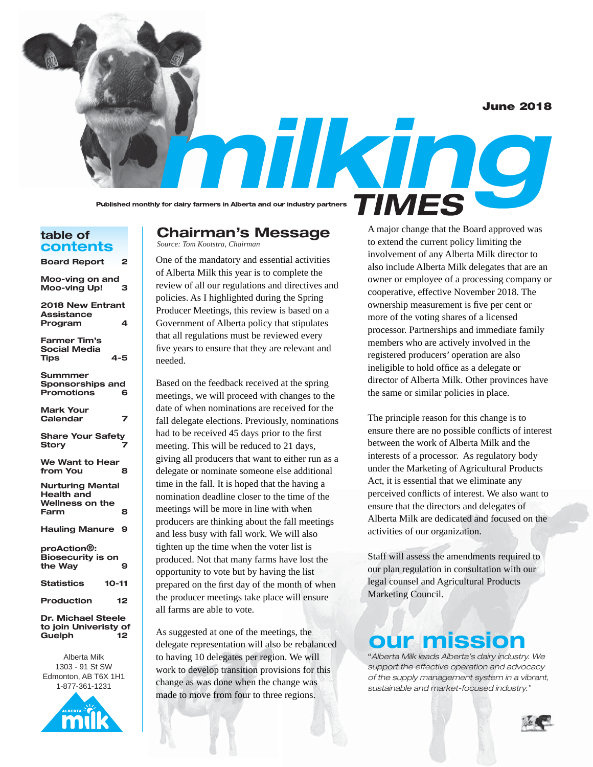# milking TIMES

June 2018

Published monthly for dairy farmers in Alberta and our industry partners

## table of contents

| | |
|---|---|
| Board Report | 2 |
| Moo-ving on and Moo-ving Up! | 3 |
| 2018 New Entrant Assistance Program | 4 |
| Farmer Tim's Social Media Tips | 4-5 |
| Summmer Sponsorships and Promotions | 6 |
| Mark Your Calendar | 7 |
| Share Your Safety Story | 7 |
| We Want to Hear from You | 8 |
| Nurturing Mental Health and Wellness on the Farm | 8 |
| Hauling Manure | 9 |
| proAction®: Biosecurity is on the Way | 9 |
| Statistics | 10-11 |
| Production | 12 |
| Dr. Michael Steele to join Univeristy of Guelph | 12 |

Alberta Milk
1303 - 91 St SW
Edmonton, AB T6X 1H1
1-877-361-1231

## Chairman's Message

*Source: Tom Kootstra, Chairman*

One of the mandatory and essential activities of Alberta Milk this year is to complete the review of all our regulations and directives and policies. As I highlighted during the Spring Producer Meetings, this review is based on a Government of Alberta policy that stipulates that all regulations must be reviewed every five years to ensure that they are relevant and needed.

Based on the feedback received at the spring meetings, we will proceed with changes to the date of when nominations are received for the fall delegate elections. Previously, nominations had to be received 45 days prior to the first meeting. This will be reduced to 21 days, giving all producers that want to either run as a delegate or nominate someone else additional time in the fall. It is hoped that the having a nomination deadline closer to the time of the meetings will be more in line with when producers are thinking about the fall meetings and less busy with fall work. We will also tighten up the time when the voter list is produced. Not that many farms have lost the opportunity to vote but by having the list prepared on the first day of the month of when the producer meetings take place will ensure all farms are able to vote.

As suggested at one of the meetings, the delegate representation will also be rebalanced to having 10 delegates per region. We will work to develop transition provisions for this change as was done when the change was made to move from four to three regions.

A major change that the Board approved was to extend the current policy limiting the involvement of any Alberta Milk director to also include Alberta Milk delegates that are an owner or employee of a processing company or cooperative, effective November 2018. The ownership measurement is five per cent or more of the voting shares of a licensed processor. Partnerships and immediate family members who are actively involved in the registered producers' operation are also ineligible to hold office as a delegate or director of Alberta Milk. Other provinces have the same or similar policies in place.

The principle reason for this change is to ensure there are no possible conflicts of interest between the work of Alberta Milk and the interests of a processor. As regulatory body under the Marketing of Agricultural Products Act, it is essential that we eliminate any perceived conflicts of interest. We also want to ensure that the directors and delegates of Alberta Milk are dedicated and focused on the activities of our organization.

Staff will assess the amendments required to our plan regulation in consultation with our legal counsel and Agricultural Products Marketing Council.

## our mission

"*Alberta Milk leads Alberta's dairy industry. We support the effective operation and advocacy of the supply management system in a vibrant, sustainable and market-focused industry.*"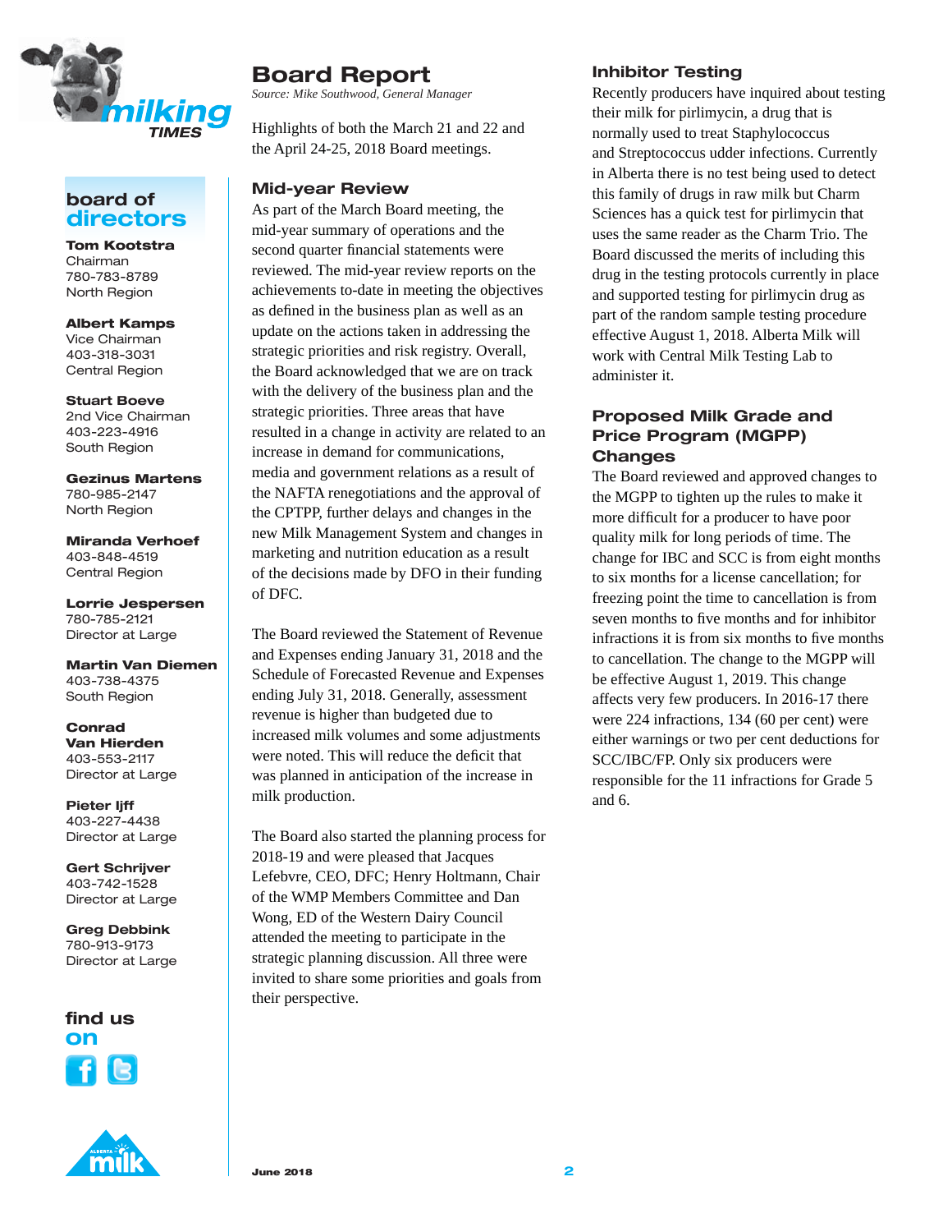## board of directors

**Tom Kootstra**
Chairman
780-783-8789
North Region

**Albert Kamps**
Vice Chairman
403-318-3031
Central Region

**Stuart Boeve**
2nd Vice Chairman
403-223-4916
South Region

**Gezinus Martens**
780-985-2147
North Region

**Miranda Verhoef**
403-848-4519
Central Region

**Lorrie Jespersen**
780-785-2121
Director at Large

**Martin Van Diemen**
403-738-4375
South Region

**Conrad Van Hierden**
403-553-2117
Director at Large

**Pieter Ijff**
403-227-4438
Director at Large

**Gert Schrijver**
403-742-1528
Director at Large

**Greg Debbink**
780-913-9173
Director at Large

**find us on**

# Board Report

*Source: Mike Southwood, General Manager*

Highlights of both the March 21 and 22 and the April 24-25, 2018 Board meetings.

## Mid-year Review

As part of the March Board meeting, the mid-year summary of operations and the second quarter financial statements were reviewed. The mid-year review reports on the achievements to-date in meeting the objectives as defined in the business plan as well as an update on the actions taken in addressing the strategic priorities and risk registry. Overall, the Board acknowledged that we are on track with the delivery of the business plan and the strategic priorities. Three areas that have resulted in a change in activity are related to an increase in demand for communications, media and government relations as a result of the NAFTA renegotiations and the approval of the CPTPP, further delays and changes in the new Milk Management System and changes in marketing and nutrition education as a result of the decisions made by DFO in their funding of DFC.

The Board reviewed the Statement of Revenue and Expenses ending January 31, 2018 and the Schedule of Forecasted Revenue and Expenses ending July 31, 2018. Generally, assessment revenue is higher than budgeted due to increased milk volumes and some adjustments were noted. This will reduce the deficit that was planned in anticipation of the increase in milk production.

The Board also started the planning process for 2018-19 and were pleased that Jacques Lefebvre, CEO, DFC; Henry Holtmann, Chair of the WMP Members Committee and Dan Wong, ED of the Western Dairy Council attended the meeting to participate in the strategic planning discussion. All three were invited to share some priorities and goals from their perspective.

## Inhibitor Testing

Recently producers have inquired about testing their milk for pirlimycin, a drug that is normally used to treat Staphylococcus and Streptococcus udder infections. Currently in Alberta there is no test being used to detect this family of drugs in raw milk but Charm Sciences has a quick test for pirlimycin that uses the same reader as the Charm Trio. The Board discussed the merits of including this drug in the testing protocols currently in place and supported testing for pirlimycin drug as part of the random sample testing procedure effective August 1, 2018. Alberta Milk will work with Central Milk Testing Lab to administer it.

## Proposed Milk Grade and Price Program (MGPP) Changes

The Board reviewed and approved changes to the MGPP to tighten up the rules to make it more difficult for a producer to have poor quality milk for long periods of time. The change for IBC and SCC is from eight months to six months for a license cancellation; for freezing point the time to cancellation is from seven months to five months and for inhibitor infractions it is from six months to five months to cancellation. The change to the MGPP will be effective August 1, 2019. This change affects very few producers. In 2016-17 there were 224 infractions, 134 (60 per cent) were either warnings or two per cent deductions for SCC/IBC/FP. Only six producers were responsible for the 11 infractions for Grade 5 and 6.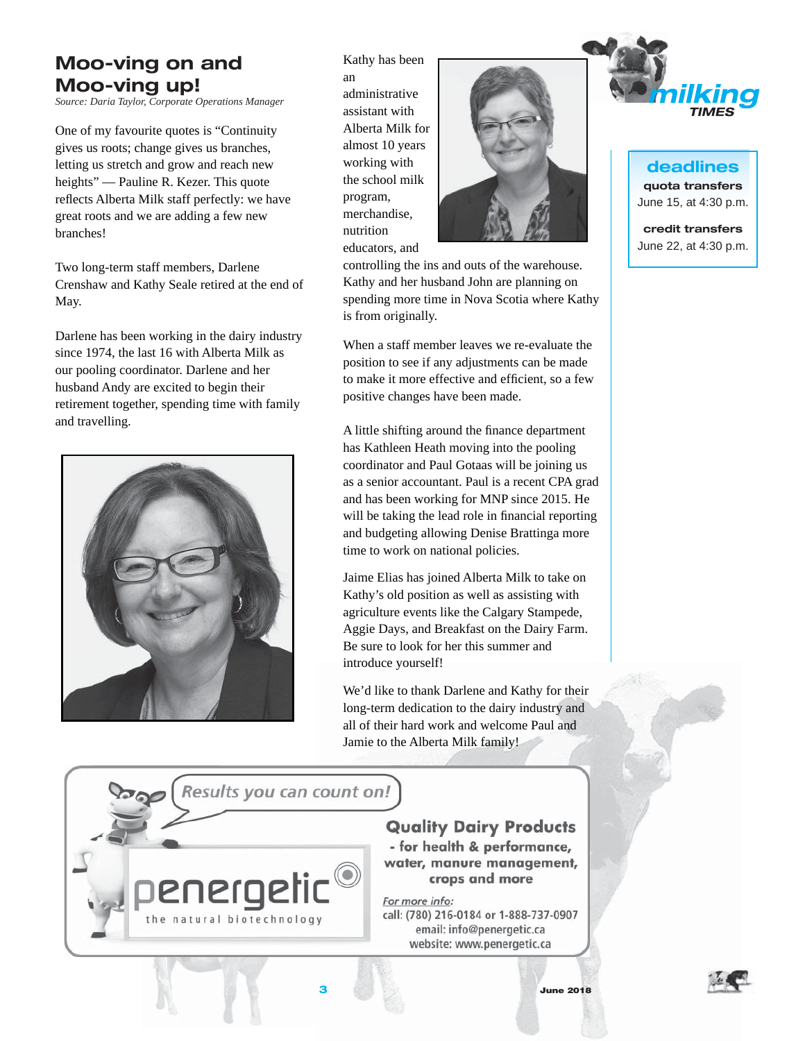## Moo-ving on and Moo-ving up!

*Source: Daria Taylor, Corporate Operations Manager*

One of my favourite quotes is “Continuity gives us roots; change gives us branches, letting us stretch and grow and reach new heights” — Pauline R. Kezer. This quote reflects Alberta Milk staff perfectly: we have great roots and we are adding a few new branches!

Two long-term staff members, Darlene Crenshaw and Kathy Seale retired at the end of May.

Darlene has been working in the dairy industry since 1974, the last 16 with Alberta Milk as our pooling coordinator. Darlene and her husband Andy are excited to begin their retirement together, spending time with family and travelling.

Kathy has been an administrative assistant with Alberta Milk for almost 10 years working with the school milk program, merchandise, nutrition educators, and controlling the ins and outs of the warehouse. Kathy and her husband John are planning on spending more time in Nova Scotia where Kathy is from originally.

When a staff member leaves we re-evaluate the position to see if any adjustments can be made to make it more effective and efficient, so a few positive changes have been made.

A little shifting around the finance department has Kathleen Heath moving into the pooling coordinator and Paul Gotaas will be joining us as a senior accountant. Paul is a recent CPA grad and has been working for MNP since 2015. He will be taking the lead role in financial reporting and budgeting allowing Denise Brattinga more time to work on national policies.

Jaime Elias has joined Alberta Milk to take on Kathy’s old position as well as assisting with agriculture events like the Calgary Stampede, Aggie Days, and Breakfast on the Dairy Farm. Be sure to look for her this summer and introduce yourself!

We’d like to thank Darlene and Kathy for their long-term dedication to the dairy industry and all of their hard work and welcome Paul and Jamie to the Alberta Milk family!

### deadlines

**quota transfers**
June 15, at 4:30 p.m.

**credit transfers**
June 22, at 4:30 p.m.

---

Results you can count on!

penergetic
the natural biotechnology

**Quality Dairy Products**
- for health & performance, water, manure management, crops and more

*For more info:*
call: (780) 216-0184 or 1-888-737-0907
email: info@penergetic.ca
website: www.penergetic.ca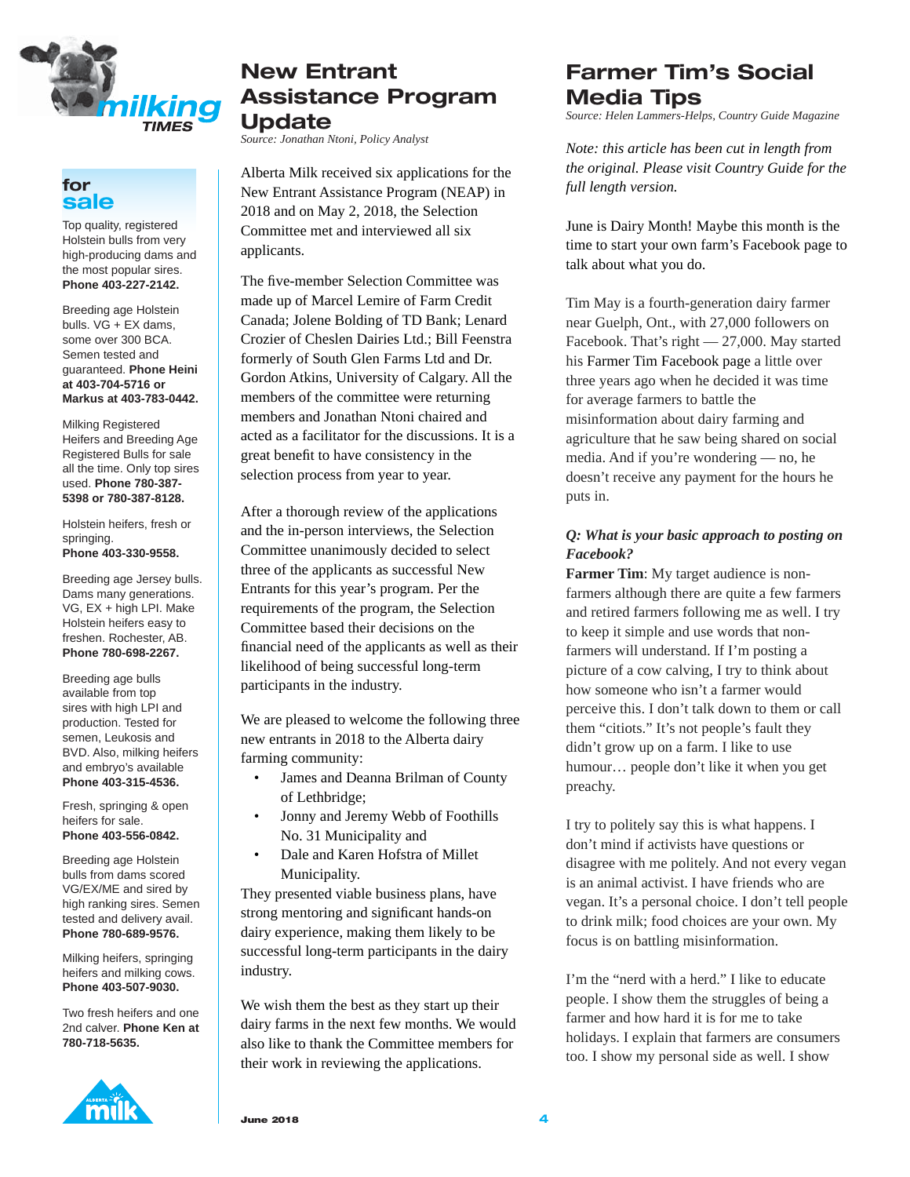## for sale

Top quality, registered Holstein bulls from very high-producing dams and the most popular sires. **Phone 403-227-2142.**

Breeding age Holstein bulls. VG + EX dams, some over 300 BCA. Semen tested and guaranteed. **Phone Heini at 403-704-5716 or Markus at 403-783-0442.**

Milking Registered Heifers and Breeding Age Registered Bulls for sale all the time. Only top sires used. **Phone 780-387-5398 or 780-387-8128.**

Holstein heifers, fresh or springing. **Phone 403-330-9558.**

Breeding age Jersey bulls. Dams many generations. VG, EX + high LPI. Make Holstein heifers easy to freshen. Rochester, AB. **Phone 780-698-2267.**

Breeding age bulls available from top sires with high LPI and production. Tested for semen, Leukosis and BVD. Also, milking heifers and embryo's available **Phone 403-315-4536.**

Fresh, springing & open heifers for sale. **Phone 403-556-0842.**

Breeding age Holstein bulls from dams scored VG/EX/ME and sired by high ranking sires. Semen tested and delivery avail. **Phone 780-689-9576.**

Milking heifers, springing heifers and milking cows. **Phone 403-507-9030.**

Two fresh heifers and one 2nd calver. **Phone Ken at 780-718-5635.**

# New Entrant Assistance Program Update

*Source: Jonathan Ntoni, Policy Analyst*

Alberta Milk received six applications for the New Entrant Assistance Program (NEAP) in 2018 and on May 2, 2018, the Selection Committee met and interviewed all six applicants.

The five-member Selection Committee was made up of Marcel Lemire of Farm Credit Canada; Jolene Bolding of TD Bank; Lenard Crozier of Cheslen Dairies Ltd.; Bill Feenstra formerly of South Glen Farms Ltd and Dr. Gordon Atkins, University of Calgary. All the members of the committee were returning members and Jonathan Ntoni chaired and acted as a facilitator for the discussions. It is a great benefit to have consistency in the selection process from year to year.

After a thorough review of the applications and the in-person interviews, the Selection Committee unanimously decided to select three of the applicants as successful New Entrants for this year's program. Per the requirements of the program, the Selection Committee based their decisions on the financial need of the applicants as well as their likelihood of being successful long-term participants in the industry.

We are pleased to welcome the following three new entrants in 2018 to the Alberta dairy farming community:

- James and Deanna Brilman of County of Lethbridge;
- Jonny and Jeremy Webb of Foothills No. 31 Municipality and
- Dale and Karen Hofstra of Millet Municipality.

They presented viable business plans, have strong mentoring and significant hands-on dairy experience, making them likely to be successful long-term participants in the dairy industry.

We wish them the best as they start up their dairy farms in the next few months. We would also like to thank the Committee members for their work in reviewing the applications.

# Farmer Tim's Social Media Tips

*Source: Helen Lammers-Helps, Country Guide Magazine*

*Note: this article has been cut in length from the original. Please visit Country Guide for the full length version.*

June is Dairy Month! Maybe this month is the time to start your own farm's Facebook page to talk about what you do.

Tim May is a fourth-generation dairy farmer near Guelph, Ont., with 27,000 followers on Facebook. That's right — 27,000. May started his Farmer Tim Facebook page a little over three years ago when he decided it was time for average farmers to battle the misinformation about dairy farming and agriculture that he saw being shared on social media. And if you're wondering — no, he doesn't receive any payment for the hours he puts in.

***Q: What is your basic approach to posting on Facebook?***

**Farmer Tim**: My target audience is non-farmers although there are quite a few farmers and retired farmers following me as well. I try to keep it simple and use words that non-farmers will understand. If I'm posting a picture of a cow calving, I try to think about how someone who isn't a farmer would perceive this. I don't talk down to them or call them "citiots." It's not people's fault they didn't grow up on a farm. I like to use humour… people don't like it when you get preachy.

I try to politely say this is what happens. I don't mind if activists have questions or disagree with me politely. And not every vegan is an animal activist. I have friends who are vegan. It's a personal choice. I don't tell people to drink milk; food choices are your own. My focus is on battling misinformation.

I'm the "nerd with a herd." I like to educate people. I show them the struggles of being a farmer and how hard it is for me to take holidays. I explain that farmers are consumers too. I show my personal side as well. I show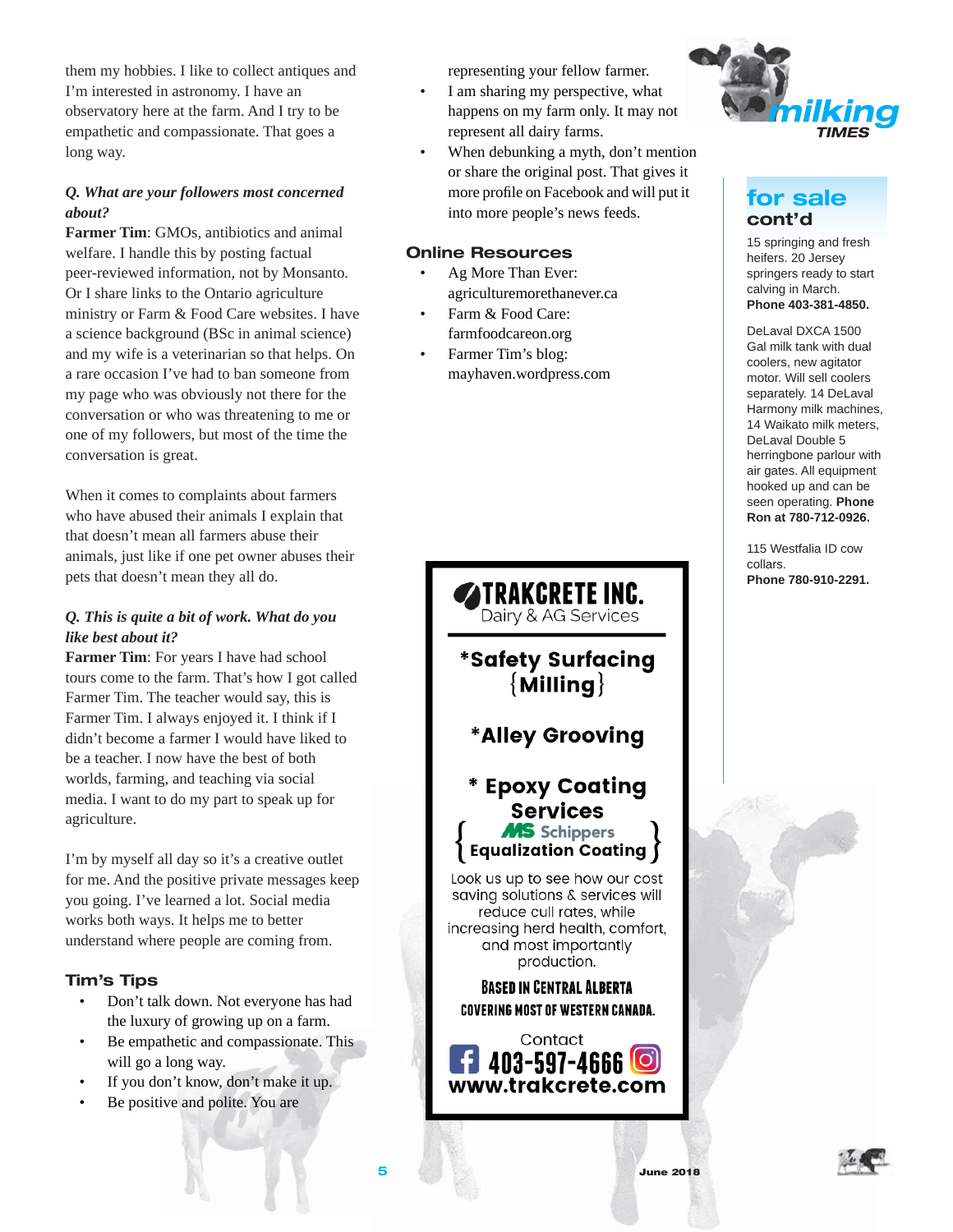them my hobbies. I like to collect antiques and I'm interested in astronomy. I have an observatory here at the farm. And I try to be empathetic and compassionate. That goes a long way.

***Q. What are your followers most concerned about?***

**Farmer Tim**: GMOs, antibiotics and animal welfare. I handle this by posting factual peer-reviewed information, not by Monsanto. Or I share links to the Ontario agriculture ministry or Farm & Food Care websites. I have a science background (BSc in animal science) and my wife is a veterinarian so that helps. On a rare occasion I've had to ban someone from my page who was obviously not there for the conversation or who was threatening to me or one of my followers, but most of the time the conversation is great.

When it comes to complaints about farmers who have abused their animals I explain that that doesn't mean all farmers abuse their animals, just like if one pet owner abuses their pets that doesn't mean they all do.

***Q. This is quite a bit of work. What do you like best about it?***

**Farmer Tim**: For years I have had school tours come to the farm. That's how I got called Farmer Tim. The teacher would say, this is Farmer Tim. I always enjoyed it. I think if I didn't become a farmer I would have liked to be a teacher. I now have the best of both worlds, farming, and teaching via social media. I want to do my part to speak up for agriculture.

I'm by myself all day so it's a creative outlet for me. And the positive private messages keep you going. I've learned a lot. Social media works both ways. It helps me to better understand where people are coming from.

## Tim's Tips

- Don't talk down. Not everyone has had the luxury of growing up on a farm.
- Be empathetic and compassionate. This will go a long way.
- If you don't know, don't make it up.
- Be positive and polite. You are representing your fellow farmer.
- I am sharing my perspective, what happens on my farm only. It may not represent all dairy farms.
- When debunking a myth, don't mention or share the original post. That gives it more profile on Facebook and will put it into more people's news feeds.

## Online Resources

- Ag More Than Ever: agriculturemorethanever.ca
- Farm & Food Care: farmfoodcareon.org
- Farmer Tim's blog: mayhaven.wordpress.com

**TRAKCRETE INC.**
Dairy & AG Services

**\*Safety Surfacing {Milling}**

**\*Alley Grooving**

**\* Epoxy Coating Services**
{MS Schippers **Equalization Coating**}

Look us up to see how our cost saving solutions & services will reduce cull rates, while increasing herd health, comfort, and most importantly production.

**BASED IN CENTRAL ALBERTA**
**COVERING MOST OF WESTERN CANADA.**

Contact
**403-597-4666**
**www.trakcrete.com**

## for sale cont'd

15 springing and fresh heifers. 20 Jersey springers ready to start calving in March. **Phone 403-381-4850.**

DeLaval DXCA 1500 Gal milk tank with dual coolers, new agitator motor. Will sell coolers separately. 14 DeLaval Harmony milk machines, 14 Waikato milk meters, DeLaval Double 5 herringbone parlour with air gates. All equipment hooked up and can be seen operating. **Phone Ron at 780-712-0926.**

115 Westfalia ID cow collars.
**Phone 780-910-2291.**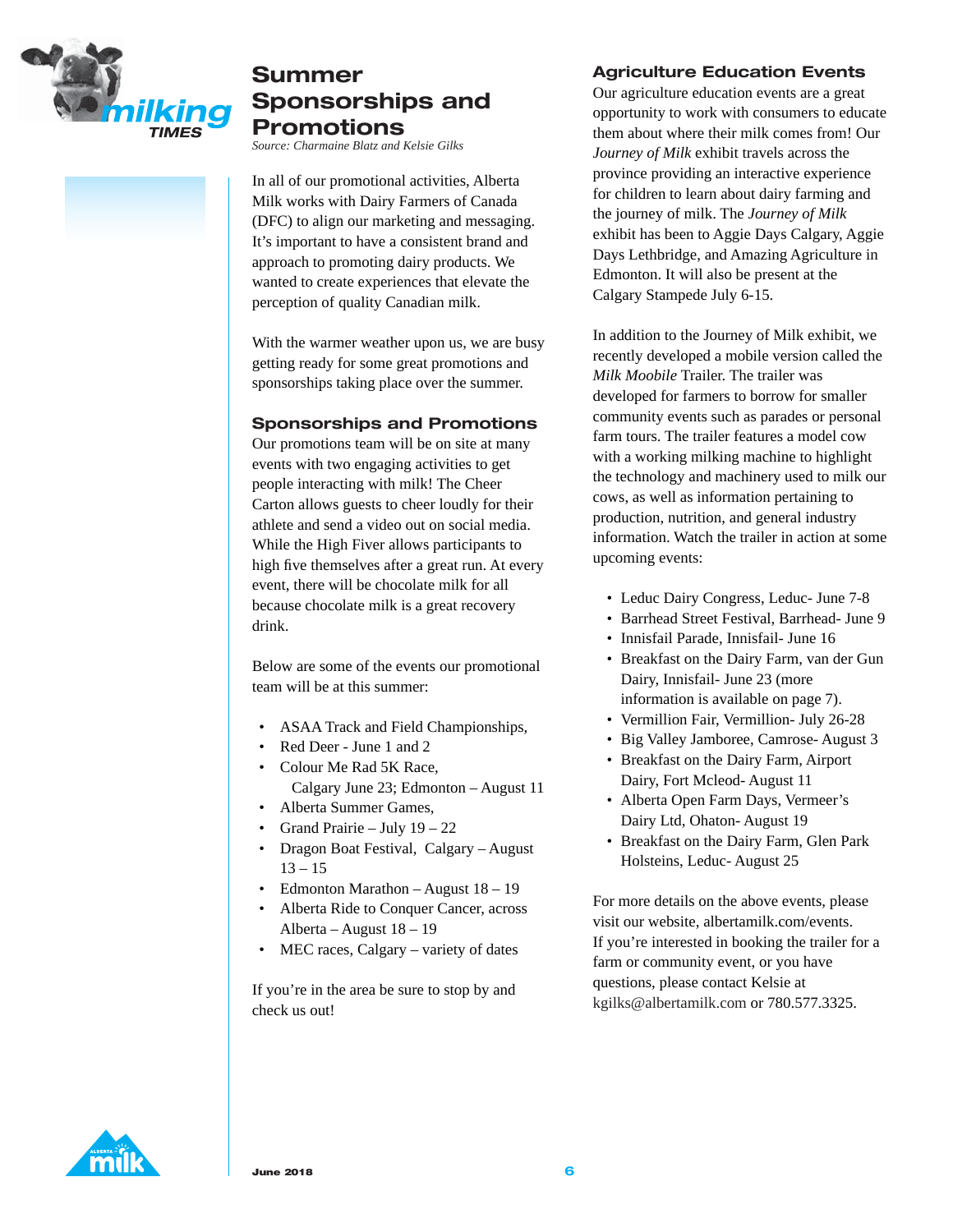# Summer Sponsorships and Promotions

*Source: Charmaine Blatz and Kelsie Gilks*

In all of our promotional activities, Alberta Milk works with Dairy Farmers of Canada (DFC) to align our marketing and messaging. It's important to have a consistent brand and approach to promoting dairy products. We wanted to create experiences that elevate the perception of quality Canadian milk.

With the warmer weather upon us, we are busy getting ready for some great promotions and sponsorships taking place over the summer.

## Sponsorships and Promotions

Our promotions team will be on site at many events with two engaging activities to get people interacting with milk! The Cheer Carton allows guests to cheer loudly for their athlete and send a video out on social media. While the High Fiver allows participants to high five themselves after a great run. At every event, there will be chocolate milk for all because chocolate milk is a great recovery drink.

Below are some of the events our promotional team will be at this summer:

- ASAA Track and Field Championships,
- Red Deer - June 1 and 2
- Colour Me Rad 5K Race, Calgary June 23; Edmonton – August 11
- Alberta Summer Games,
- Grand Prairie – July 19 – 22
- Dragon Boat Festival, Calgary – August 13 – 15
- Edmonton Marathon – August 18 – 19
- Alberta Ride to Conquer Cancer, across Alberta – August 18 – 19
- MEC races, Calgary – variety of dates

If you're in the area be sure to stop by and check us out!

## Agriculture Education Events

Our agriculture education events are a great opportunity to work with consumers to educate them about where their milk comes from! Our *Journey of Milk* exhibit travels across the province providing an interactive experience for children to learn about dairy farming and the journey of milk. The *Journey of Milk* exhibit has been to Aggie Days Calgary, Aggie Days Lethbridge, and Amazing Agriculture in Edmonton. It will also be present at the Calgary Stampede July 6-15.

In addition to the Journey of Milk exhibit, we recently developed a mobile version called the *Milk Moobile* Trailer. The trailer was developed for farmers to borrow for smaller community events such as parades or personal farm tours. The trailer features a model cow with a working milking machine to highlight the technology and machinery used to milk our cows, as well as information pertaining to production, nutrition, and general industry information. Watch the trailer in action at some upcoming events:

- Leduc Dairy Congress, Leduc- June 7-8
- Barrhead Street Festival, Barrhead- June 9
- Innisfail Parade, Innisfail- June 16
- Breakfast on the Dairy Farm, van der Gun Dairy, Innisfail- June 23 (more information is available on page 7).
- Vermillion Fair, Vermillion- July 26-28
- Big Valley Jamboree, Camrose- August 3
- Breakfast on the Dairy Farm, Airport Dairy, Fort Mcleod- August 11
- Alberta Open Farm Days, Vermeer's Dairy Ltd, Ohaton- August 19
- Breakfast on the Dairy Farm, Glen Park Holsteins, Leduc- August 25

For more details on the above events, please visit our website, albertamilk.com/events. If you're interested in booking the trailer for a farm or community event, or you have questions, please contact Kelsie at kgilks@albertamilk.com or 780.577.3325.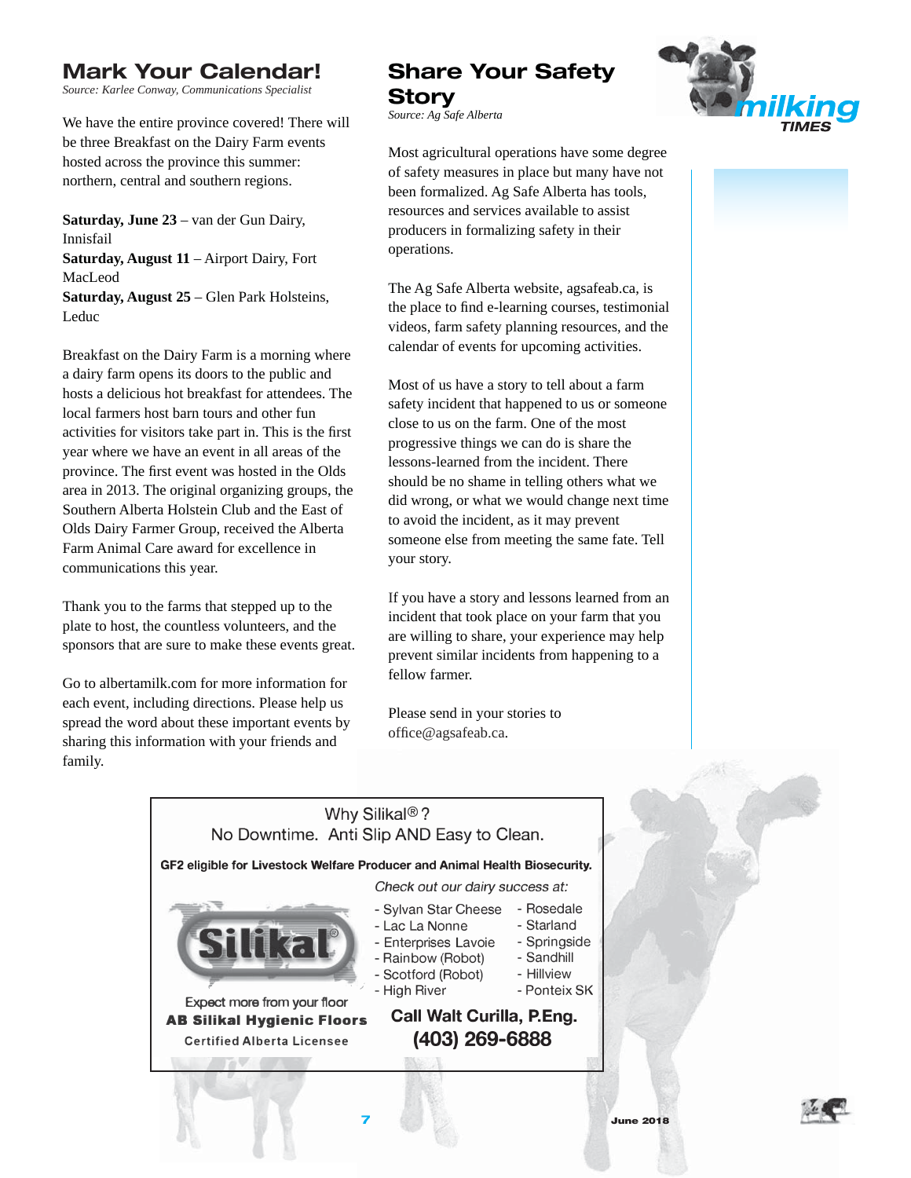## Mark Your Calendar!

*Source: Karlee Conway, Communications Specialist*

We have the entire province covered! There will be three Breakfast on the Dairy Farm events hosted across the province this summer: northern, central and southern regions.

**Saturday, June 23** – van der Gun Dairy, Innisfail
**Saturday, August 11** – Airport Dairy, Fort MacLeod
**Saturday, August 25** – Glen Park Holsteins, Leduc

Breakfast on the Dairy Farm is a morning where a dairy farm opens its doors to the public and hosts a delicious hot breakfast for attendees. The local farmers host barn tours and other fun activities for visitors take part in. This is the first year where we have an event in all areas of the province. The first event was hosted in the Olds area in 2013. The original organizing groups, the Southern Alberta Holstein Club and the East of Olds Dairy Farmer Group, received the Alberta Farm Animal Care award for excellence in communications this year.

Thank you to the farms that stepped up to the plate to host, the countless volunteers, and the sponsors that are sure to make these events great.

Go to albertamilk.com for more information for each event, including directions. Please help us spread the word about these important events by sharing this information with your friends and family.

## Share Your Safety Story

*Source: Ag Safe Alberta*

Most agricultural operations have some degree of safety measures in place but many have not been formalized. Ag Safe Alberta has tools, resources and services available to assist producers in formalizing safety in their operations.

The Ag Safe Alberta website, agsafeab.ca, is the place to find e-learning courses, testimonial videos, farm safety planning resources, and the calendar of events for upcoming activities.

Most of us have a story to tell about a farm safety incident that happened to us or someone close to us on the farm. One of the most progressive things we can do is share the lessons-learned from the incident. There should be no shame in telling others what we did wrong, or what we would change next time to avoid the incident, as it may prevent someone else from meeting the same fate. Tell your story.

If you have a story and lessons learned from an incident that took place on your farm that you are willing to share, your experience may help prevent similar incidents from happening to a fellow farmer.

Please send in your stories to office@agsafeab.ca.

---

Why Silikal® ?
No Downtime. Anti Slip AND Easy to Clean.

**GF2 eligible for Livestock Welfare Producer and Animal Health Biosecurity.**

*Check out our dairy success at:*

- Sylvan Star Cheese
- Lac La Nonne
- Enterprises Lavoie
- Rainbow (Robot)
- Scotford (Robot)
- High River
- Rosedale
- Starland
- Springside
- Sandhill
- Hillview
- Ponteix SK

Silikal®

Expect more from your floor
**AB Silikal Hygienic Floors**
Certified Alberta Licensee

**Call Walt Curilla, P.Eng.**
**(403) 269-6888**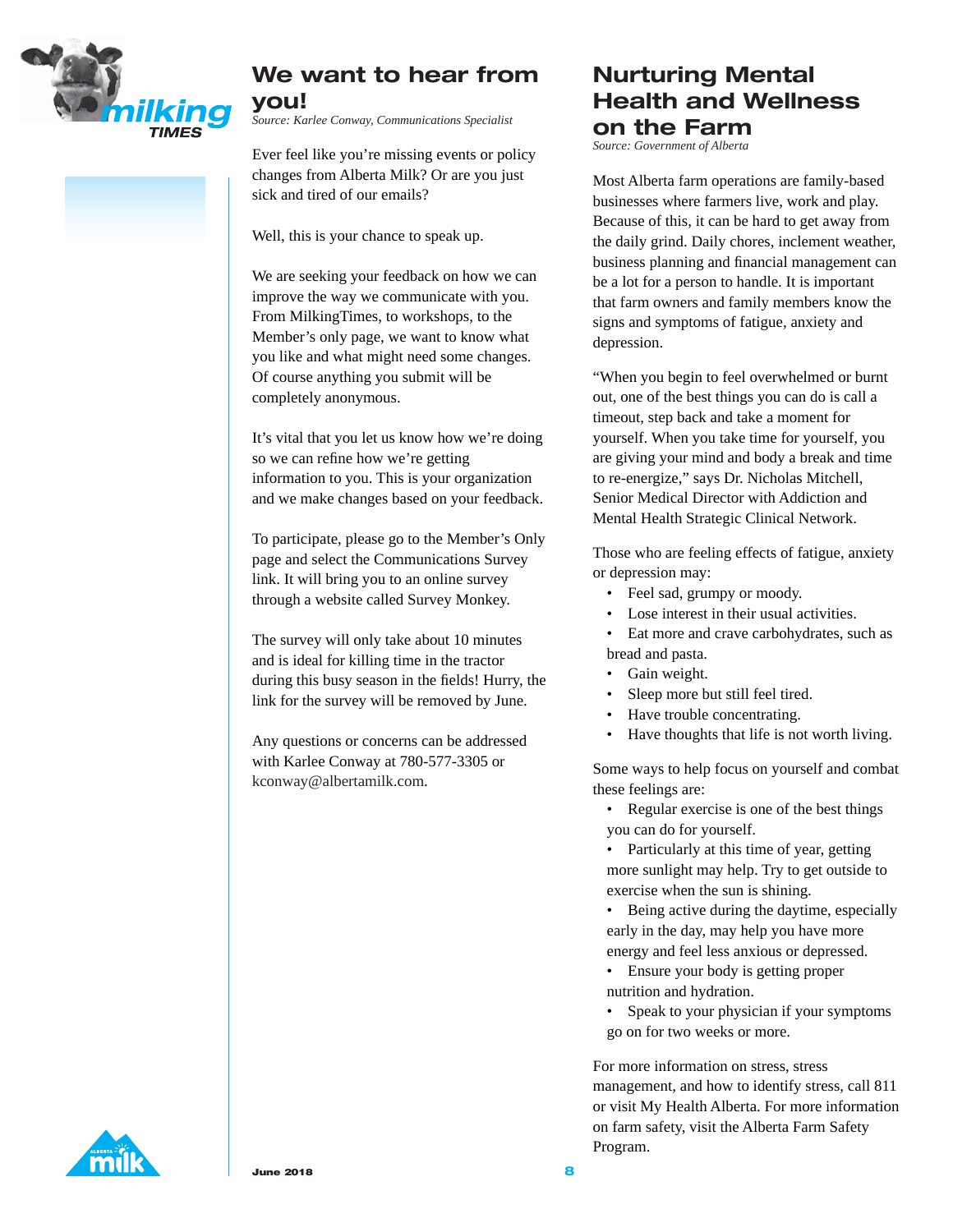## We want to hear from you!

*Source: Karlee Conway, Communications Specialist*

Ever feel like you're missing events or policy changes from Alberta Milk? Or are you just sick and tired of our emails?

Well, this is your chance to speak up.

We are seeking your feedback on how we can improve the way we communicate with you. From MilkingTimes, to workshops, to the Member's only page, we want to know what you like and what might need some changes. Of course anything you submit will be completely anonymous.

It's vital that you let us know how we're doing so we can refine how we're getting information to you. This is your organization and we make changes based on your feedback.

To participate, please go to the Member's Only page and select the Communications Survey link. It will bring you to an online survey through a website called Survey Monkey.

The survey will only take about 10 minutes and is ideal for killing time in the tractor during this busy season in the fields! Hurry, the link for the survey will be removed by June.

Any questions or concerns can be addressed with Karlee Conway at 780-577-3305 or kconway@albertamilk.com.

## Nurturing Mental Health and Wellness on the Farm

*Source: Government of Alberta*

Most Alberta farm operations are family-based businesses where farmers live, work and play. Because of this, it can be hard to get away from the daily grind. Daily chores, inclement weather, business planning and financial management can be a lot for a person to handle. It is important that farm owners and family members know the signs and symptoms of fatigue, anxiety and depression.

"When you begin to feel overwhelmed or burnt out, one of the best things you can do is call a timeout, step back and take a moment for yourself. When you take time for yourself, you are giving your mind and body a break and time to re-energize," says Dr. Nicholas Mitchell, Senior Medical Director with Addiction and Mental Health Strategic Clinical Network.

Those who are feeling effects of fatigue, anxiety or depression may:

- Feel sad, grumpy or moody.
- Lose interest in their usual activities.
- Eat more and crave carbohydrates, such as bread and pasta.
- Gain weight.
- Sleep more but still feel tired.
- Have trouble concentrating.
- Have thoughts that life is not worth living.

Some ways to help focus on yourself and combat these feelings are:

- Regular exercise is one of the best things you can do for yourself.
- Particularly at this time of year, getting more sunlight may help. Try to get outside to exercise when the sun is shining.
- Being active during the daytime, especially early in the day, may help you have more energy and feel less anxious or depressed.
- Ensure your body is getting proper nutrition and hydration.
- Speak to your physician if your symptoms go on for two weeks or more.

For more information on stress, stress management, and how to identify stress, call 811 or visit My Health Alberta. For more information on farm safety, visit the Alberta Farm Safety Program.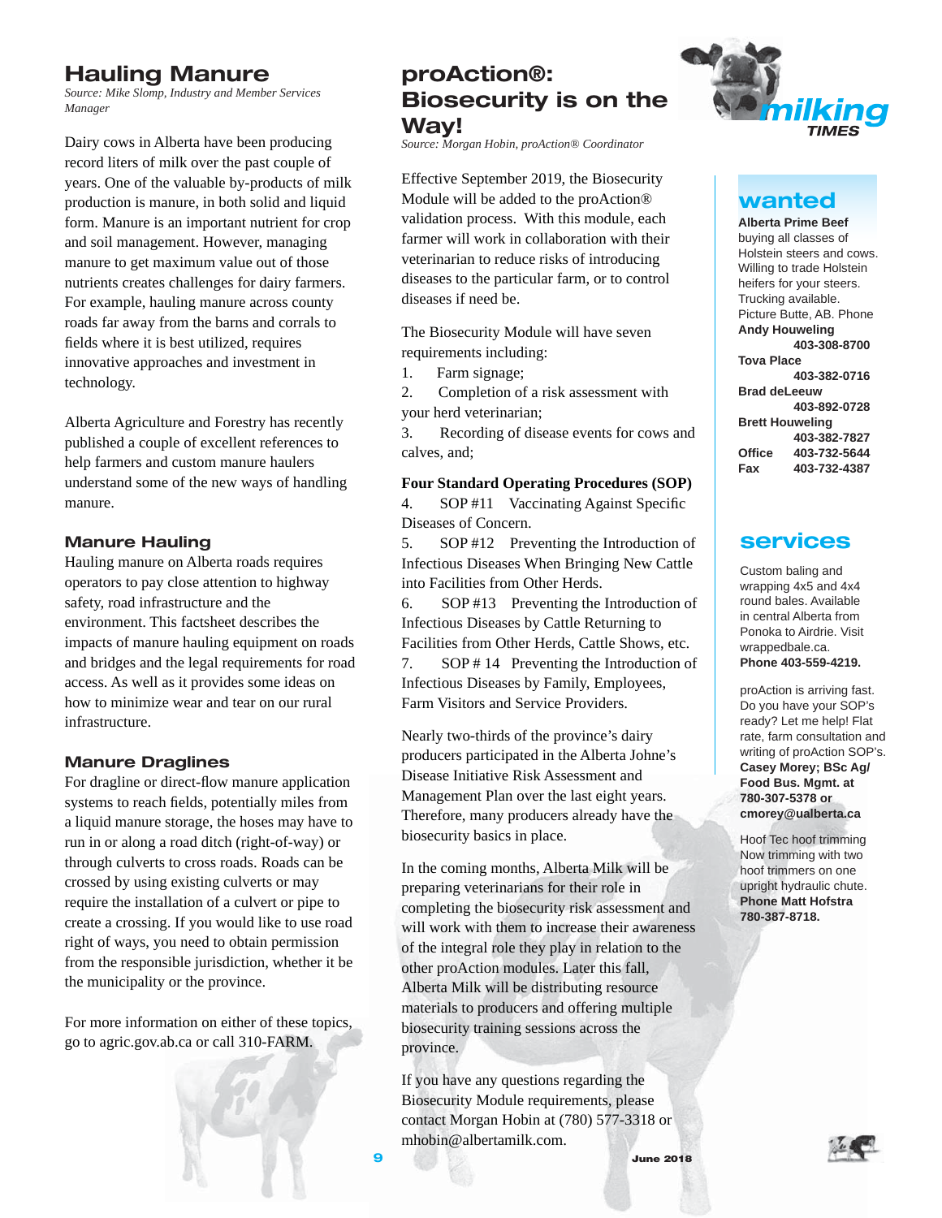## Hauling Manure

*Source: Mike Slomp, Industry and Member Services Manager*

Dairy cows in Alberta have been producing record liters of milk over the past couple of years. One of the valuable by-products of milk production is manure, in both solid and liquid form. Manure is an important nutrient for crop and soil management. However, managing manure to get maximum value out of those nutrients creates challenges for dairy farmers. For example, hauling manure across county roads far away from the barns and corrals to fields where it is best utilized, requires innovative approaches and investment in technology.

Alberta Agriculture and Forestry has recently published a couple of excellent references to help farmers and custom manure haulers understand some of the new ways of handling manure.

### Manure Hauling

Hauling manure on Alberta roads requires operators to pay close attention to highway safety, road infrastructure and the environment. This factsheet describes the impacts of manure hauling equipment on roads and bridges and the legal requirements for road access. As well as it provides some ideas on how to minimize wear and tear on our rural infrastructure.

### Manure Draglines

For dragline or direct-flow manure application systems to reach fields, potentially miles from a liquid manure storage, the hoses may have to run in or along a road ditch (right-of-way) or through culverts to cross roads. Roads can be crossed by using existing culverts or may require the installation of a culvert or pipe to create a crossing. If you would like to use road right of ways, you need to obtain permission from the responsible jurisdiction, whether it be the municipality or the province.

For more information on either of these topics, go to agric.gov.ab.ca or call 310-FARM.

## proAction®: Biosecurity is on the Way!

*Source: Morgan Hobin, proAction® Coordinator*

Effective September 2019, the Biosecurity Module will be added to the proAction® validation process. With this module, each farmer will work in collaboration with their veterinarian to reduce risks of introducing diseases to the particular farm, or to control diseases if need be.

The Biosecurity Module will have seven requirements including:

1. Farm signage;
2. Completion of a risk assessment with your herd veterinarian;
3. Recording of disease events for cows and calves, and;

**Four Standard Operating Procedures (SOP)**

4. SOP #11 Vaccinating Against Specific Diseases of Concern.
5. SOP #12 Preventing the Introduction of Infectious Diseases When Bringing New Cattle into Facilities from Other Herds.
6. SOP #13 Preventing the Introduction of Infectious Diseases by Cattle Returning to Facilities from Other Herds, Cattle Shows, etc.
7. SOP # 14 Preventing the Introduction of Infectious Diseases by Family, Employees, Farm Visitors and Service Providers.

Nearly two-thirds of the province's dairy producers participated in the Alberta Johne's Disease Initiative Risk Assessment and Management Plan over the last eight years. Therefore, many producers already have the biosecurity basics in place.

In the coming months, Alberta Milk will be preparing veterinarians for their role in completing the biosecurity risk assessment and will work with them to increase their awareness of the integral role they play in relation to the other proAction modules. Later this fall, Alberta Milk will be distributing resource materials to producers and offering multiple biosecurity training sessions across the province.

If you have any questions regarding the Biosecurity Module requirements, please contact Morgan Hobin at (780) 577-3318 or mhobin@albertamilk.com.

## wanted

**Alberta Prime Beef** buying all classes of Holstein steers and cows. Willing to trade Holstein heifers for your steers. Trucking available. Picture Butte, AB. Phone

**Andy Houweling** 403-308-8700
**Tova Place** 403-382-0716
**Brad deLeeuw** 403-892-0728
**Brett Houweling** 403-382-7827
**Office** 403-732-5644
**Fax** 403-732-4387

## services

Custom baling and wrapping 4x5 and 4x4 round bales. Available in central Alberta from Ponoka to Airdrie. Visit wrappedbale.ca. **Phone 403-559-4219.**

proAction is arriving fast. Do you have your SOP's ready? Let me help! Flat rate, farm consultation and writing of proAction SOP's. **Casey Morey; BSc Ag/ Food Bus. Mgmt. at 780-307-5378 or cmorey@ualberta.ca**

Hoof Tec hoof trimming Now trimming with two hoof trimmers on one upright hydraulic chute. **Phone Matt Hofstra 780-387-8718.**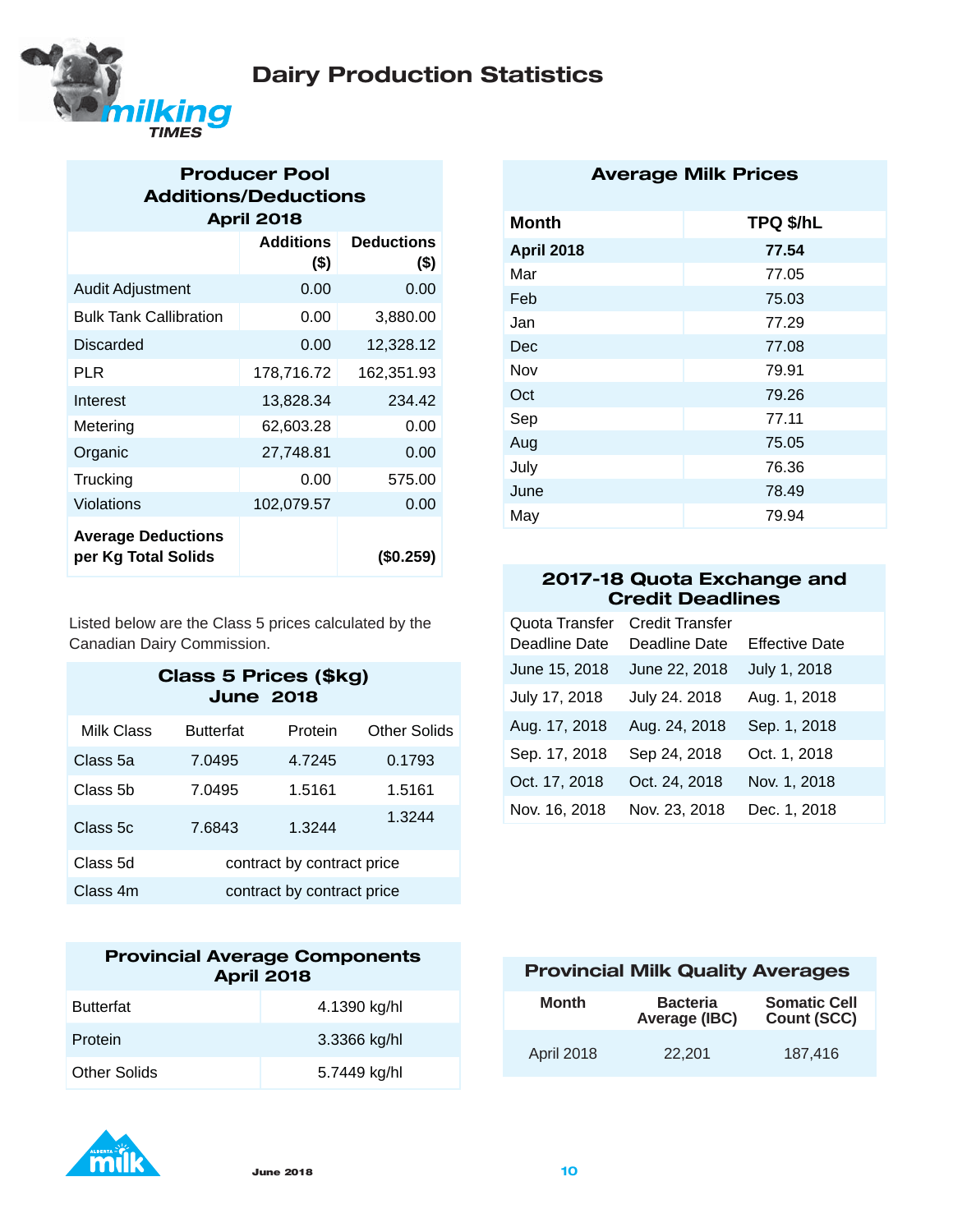# Dairy Production Statistics

## Producer Pool Additions/Deductions April 2018

| | Additions ($) | Deductions ($) |
|---|---|---|
| Audit Adjustment | 0.00 | 0.00 |
| Bulk Tank Callibration | 0.00 | 3,880.00 |
| Discarded | 0.00 | 12,328.12 |
| PLR | 178,716.72 | 162,351.93 |
| Interest | 13,828.34 | 234.42 |
| Metering | 62,603.28 | 0.00 |
| Organic | 27,748.81 | 0.00 |
| Trucking | 0.00 | 575.00 |
| Violations | 102,079.57 | 0.00 |
| **Average Deductions per Kg Total Solids** | | **($0.259)** |

Listed below are the Class 5 prices calculated by the Canadian Dairy Commission.

## Class 5 Prices ($kg) June 2018

| Milk Class | Butterfat | Protein | Other Solids |
|---|---|---|---|
| Class 5a | 7.0495 | 4.7245 | 0.1793 |
| Class 5b | 7.0495 | 1.5161 | 1.5161 |
| Class 5c | 7.6843 | 1.3244 | 1.3244 |
| Class 5d | contract by contract price | | |
| Class 4m | contract by contract price | | |

## Provincial Average Components April 2018

| | |
|---|---|
| Butterfat | 4.1390 kg/hl |
| Protein | 3.3366 kg/hl |
| Other Solids | 5.7449 kg/hl |

## Average Milk Prices

| Month | TPQ $/hL |
|---|---|
| **April 2018** | **77.54** |
| Mar | 77.05 |
| Feb | 75.03 |
| Jan | 77.29 |
| Dec | 77.08 |
| Nov | 79.91 |
| Oct | 79.26 |
| Sep | 77.11 |
| Aug | 75.05 |
| July | 76.36 |
| June | 78.49 |
| May | 79.94 |

## 2017-18 Quota Exchange and Credit Deadlines

| Quota Transfer Deadline Date | Credit Transfer Deadline Date | Effective Date |
|---|---|---|
| June 15, 2018 | June 22, 2018 | July 1, 2018 |
| July 17, 2018 | July 24. 2018 | Aug. 1, 2018 |
| Aug. 17, 2018 | Aug. 24, 2018 | Sep. 1, 2018 |
| Sep. 17, 2018 | Sep 24, 2018 | Oct. 1, 2018 |
| Oct. 17, 2018 | Oct. 24, 2018 | Nov. 1, 2018 |
| Nov. 16, 2018 | Nov. 23, 2018 | Dec. 1, 2018 |

## Provincial Milk Quality Averages

| Month | Bacteria Average (IBC) | Somatic Cell Count (SCC) |
|---|---|---|
| April 2018 | 22,201 | 187,416 |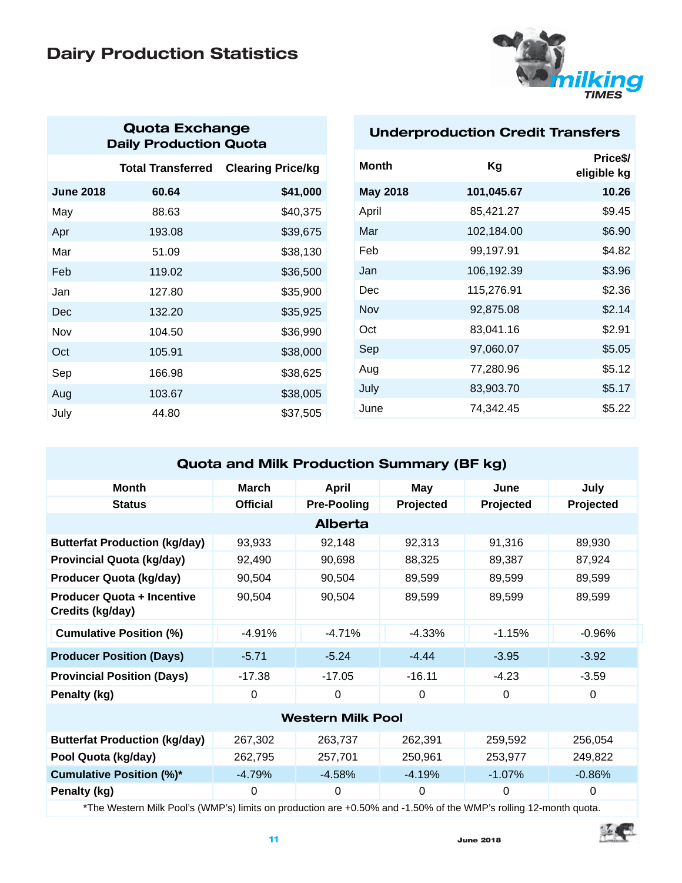# Dairy Production Statistics

## Quota Exchange Daily Production Quota

| | Total Transferred | Clearing Price/kg |
|---|---|---|
| **June 2018** | **60.64** | **$41,000** |
| May | 88.63 | $40,375 |
| Apr | 193.08 | $39,675 |
| Mar | 51.09 | $38,130 |
| Feb | 119.02 | $36,500 |
| Jan | 127.80 | $35,900 |
| Dec | 132.20 | $35,925 |
| Nov | 104.50 | $36,990 |
| Oct | 105.91 | $38,000 |
| Sep | 166.98 | $38,625 |
| Aug | 103.67 | $38,005 |
| July | 44.80 | $37,505 |

## Underproduction Credit Transfers

| Month | Kg | Price$/ eligible kg |
|---|---|---|
| **May 2018** | **101,045.67** | **10.26** |
| April | 85,421.27 | $9.45 |
| Mar | 102,184.00 | $6.90 |
| Feb | 99,197.91 | $4.82 |
| Jan | 106,192.39 | $3.96 |
| Dec | 115,276.91 | $2.36 |
| Nov | 92,875.08 | $2.14 |
| Oct | 83,041.16 | $2.91 |
| Sep | 97,060.07 | $5.05 |
| Aug | 77,280.96 | $5.12 |
| July | 83,903.70 | $5.17 |
| June | 74,342.45 | $5.22 |

## Quota and Milk Production Summary (BF kg)

| Month | March | April | May | June | July |
|---|---|---|---|---|---|
| **Status** | **Official** | **Pre-Pooling** | **Projected** | **Projected** | **Projected** |
| | | **Alberta** | | | |
| **Butterfat Production (kg/day)** | 93,933 | 92,148 | 92,313 | 91,316 | 89,930 |
| **Provincial Quota (kg/day)** | 92,490 | 90,698 | 88,325 | 89,387 | 87,924 |
| **Producer Quota (kg/day)** | 90,504 | 90,504 | 89,599 | 89,599 | 89,599 |
| **Producer Quota + Incentive Credits (kg/day)** | 90,504 | 90,504 | 89,599 | 89,599 | 89,599 |
| **Cumulative Position (%)** | -4.91% | -4.71% | -4.33% | -1.15% | -0.96% |
| **Producer Position (Days)** | -5.71 | -5.24 | -4.44 | -3.95 | -3.92 |
| **Provincial Position (Days)** | -17.38 | -17.05 | -16.11 | -4.23 | -3.59 |
| **Penalty (kg)** | 0 | 0 | 0 | 0 | 0 |
| | | **Western Milk Pool** | | | |
| **Butterfat Production (kg/day)** | 267,302 | 263,737 | 262,391 | 259,592 | 256,054 |
| **Pool Quota (kg/day)** | 262,795 | 257,701 | 250,961 | 253,977 | 249,822 |
| **Cumulative Position (%)*** | -4.79% | -4.58% | -4.19% | -1.07% | -0.86% |
| **Penalty (kg)** | 0 | 0 | 0 | 0 | 0 |

*The Western Milk Pool's (WMP's) limits on production are +0.50% and -1.50% of the WMP's rolling 12-month quota.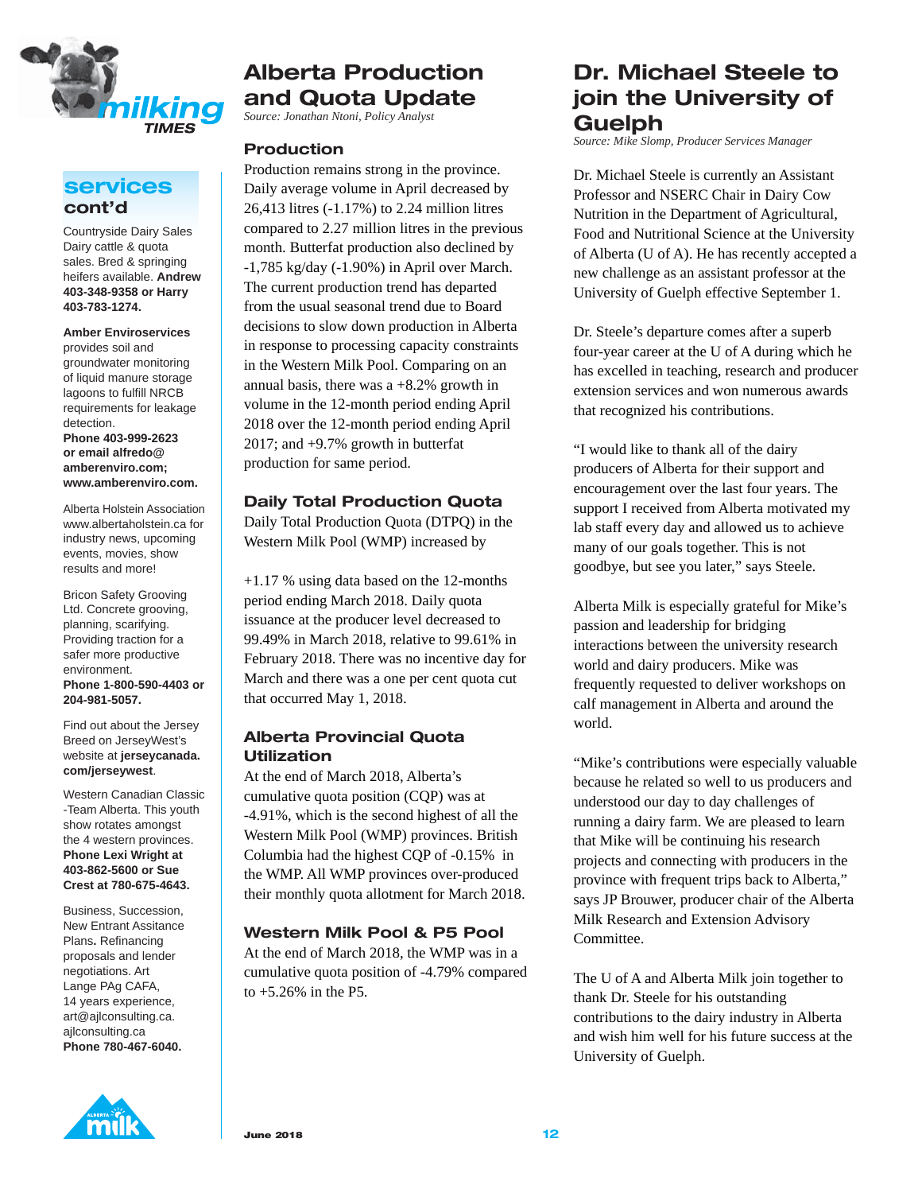## services cont'd

Countryside Dairy Sales Dairy cattle & quota sales. Bred & springing heifers available. **Andrew 403-348-9358 or Harry 403-783-1274.**

**Amber Enviroservices** provides soil and groundwater monitoring of liquid manure storage lagoons to fulfill NRCB requirements for leakage detection. **Phone 403-999-2623 or email alfredo@amberenviro.com; www.amberenviro.com.**

Alberta Holstein Association www.albertaholstein.ca for industry news, upcoming events, movies, show results and more!

Bricon Safety Grooving Ltd. Concrete grooving, planning, scarifying. Providing traction for a safer more productive environment. **Phone 1-800-590-4403 or 204-981-5057.**

Find out about the Jersey Breed on JerseyWest's website at **jerseycanada.com/jerseywest**.

Western Canadian Classic -Team Alberta. This youth show rotates amongst the 4 western provinces. **Phone Lexi Wright at 403-862-5600 or Sue Crest at 780-675-4643.**

Business, Succession, New Entrant Assitance Plans**.** Refinancing proposals and lender negotiations. Art Lange PAg CAFA, 14 years experience, art@ajlconsulting.ca. ajlconsulting.ca **Phone 780-467-6040.**

# Alberta Production and Quota Update

*Source: Jonathan Ntoni, Policy Analyst*

### Production

Production remains strong in the province. Daily average volume in April decreased by 26,413 litres (-1.17%) to 2.24 million litres compared to 2.27 million litres in the previous month. Butterfat production also declined by -1,785 kg/day (-1.90%) in April over March. The current production trend has departed from the usual seasonal trend due to Board decisions to slow down production in Alberta in response to processing capacity constraints in the Western Milk Pool. Comparing on an annual basis, there was a +8.2% growth in volume in the 12-month period ending April 2018 over the 12-month period ending April 2017; and +9.7% growth in butterfat production for same period.

### Daily Total Production Quota

Daily Total Production Quota (DTPQ) in the Western Milk Pool (WMP) increased by

+1.17 % using data based on the 12-months period ending March 2018. Daily quota issuance at the producer level decreased to 99.49% in March 2018, relative to 99.61% in February 2018. There was no incentive day for March and there was a one per cent quota cut that occurred May 1, 2018.

### Alberta Provincial Quota Utilization

At the end of March 2018, Alberta's cumulative quota position (CQP) was at -4.91%, which is the second highest of all the Western Milk Pool (WMP) provinces. British Columbia had the highest CQP of -0.15% in the WMP. All WMP provinces over-produced their monthly quota allotment for March 2018.

### Western Milk Pool & P5 Pool

At the end of March 2018, the WMP was in a cumulative quota position of -4.79% compared to +5.26% in the P5.

# Dr. Michael Steele to join the University of Guelph

*Source: Mike Slomp, Producer Services Manager*

Dr. Michael Steele is currently an Assistant Professor and NSERC Chair in Dairy Cow Nutrition in the Department of Agricultural, Food and Nutritional Science at the University of Alberta (U of A). He has recently accepted a new challenge as an assistant professor at the University of Guelph effective September 1.

Dr. Steele's departure comes after a superb four-year career at the U of A during which he has excelled in teaching, research and producer extension services and won numerous awards that recognized his contributions.

"I would like to thank all of the dairy producers of Alberta for their support and encouragement over the last four years. The support I received from Alberta motivated my lab staff every day and allowed us to achieve many of our goals together. This is not goodbye, but see you later," says Steele.

Alberta Milk is especially grateful for Mike's passion and leadership for bridging interactions between the university research world and dairy producers. Mike was frequently requested to deliver workshops on calf management in Alberta and around the world.

"Mike's contributions were especially valuable because he related so well to us producers and understood our day to day challenges of running a dairy farm. We are pleased to learn that Mike will be continuing his research projects and connecting with producers in the province with frequent trips back to Alberta," says JP Brouwer, producer chair of the Alberta Milk Research and Extension Advisory Committee.

The U of A and Alberta Milk join together to thank Dr. Steele for his outstanding contributions to the dairy industry in Alberta and wish him well for his future success at the University of Guelph.